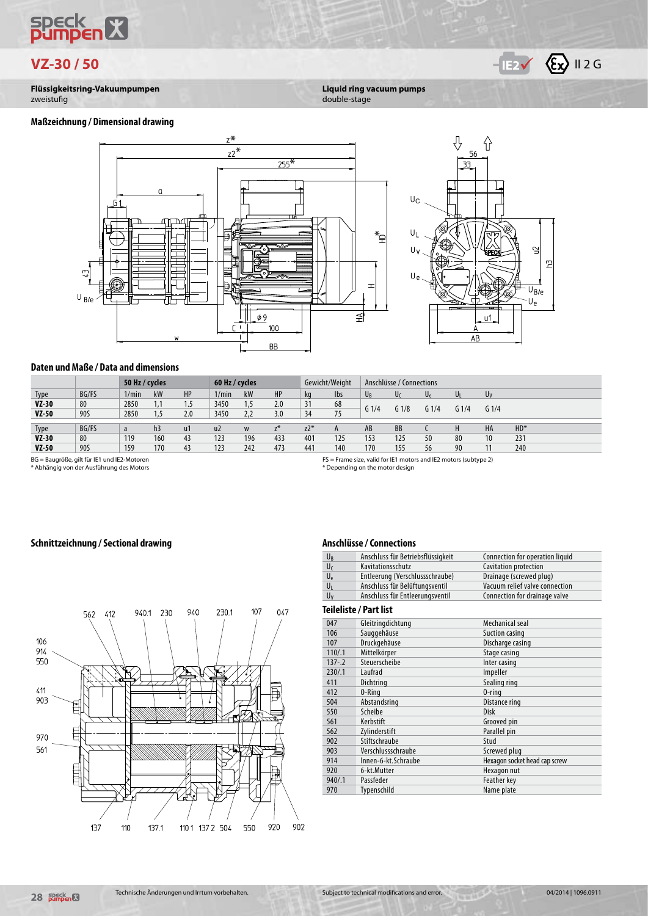# VZ-30 / 50

II 2 G

**Flüssigkeitsring-Vakuumpumpen**
zweistufig

**Liquid ring vacuum pumps**
double-stage

## Maßzeichnung / Dimensional drawing

## Daten und Maße / Data and dimensions

| Type | BG/FS | 50 Hz / cycles | | | 60 Hz / cycles | | | Gewicht/Weight | | Anschlüsse / Connections | | | | |
|---|---|---|---|---|---|---|---|---|---|---|---|---|---|---|
| | | 1/min | kW | HP | 1/min | kW | HP | kg | lbs | $U_B$ | $U_C$ | $U_e$ | $U_L$ | $U_V$ |
| **VZ-30** | 80 | 2850 | 1,1 | 1.5 | 3450 | 1,5 | 2.0 | 31 | 68 | G 1/4 | G 1/8 | G 1/4 | G 1/4 | G 1/4 |
| **VZ-50** | 90S | 2850 | 1,5 | 2.0 | 3450 | 2,2 | 3.0 | 34 | 75 | | | | | |

| Type | BG/FS | a | h3 | u1 | u2 | w | z* | z2* | A | AB | BB | C | H | HA | HD* |
|---|---|---|---|---|---|---|---|---|---|---|---|---|---|---|---|
| **VZ-30** | 80 | 119 | 160 | 43 | 123 | 196 | 433 | 401 | 125 | 153 | 125 | 50 | 80 | 10 | 231 |
| **VZ-50** | 90S | 159 | 170 | 43 | 123 | 242 | 473 | 441 | 140 | 170 | 155 | 56 | 90 | 11 | 240 |

BG = Baugröße, gilt für IE1 und IE2-Motoren
* Abhängig von der Ausführung des Motors

FS = Frame size, valid for IE1 motors and IE2 motors (subtype 2)
* Depending on the motor design

## Schnittzeichnung / Sectional drawing

## Anschlüsse / Connections

| | | |
|---|---|---|
| $U_B$ | Anschluss für Betriebsflüssigkeit | Connection for operation liquid |
| $U_C$ | Kavitationsschutz | Cavitation protection |
| $U_e$ | Entleerung (Verschlussschraube) | Drainage (screwed plug) |
| $U_L$ | Anschluss für Belüftungsventil | Vacuum relief valve connection |
| $U_V$ | Anschluss für Entleerungsventil | Connection for drainage valve |

## Teileliste / Part list

| | | |
|---|---|---|
| 047 | Gleitringdichtung | Mechanical seal |
| 106 | Sauggehäuse | Suction casing |
| 107 | Druckgehäuse | Discharge casing |
| 110/.1 | Mittelkörper | Stage casing |
| 137-.2 | Steuerscheibe | Inter casing |
| 230/.1 | Laufrad | Impeller |
| 411 | Dichtring | Sealing ring |
| 412 | O-Ring | O-ring |
| 504 | Abstandsring | Distance ring |
| 550 | Scheibe | Disk |
| 561 | Kerbstift | Grooved pin |
| 562 | Zylinderstift | Parallel pin |
| 902 | Stiftschraube | Stud |
| 903 | Verschlussschraube | Screwed plug |
| 914 | Innen-6-kt.Schraube | Hexagon socket head cap screw |
| 920 | 6-kt.Mutter | Hexagon nut |
| 940/.1 | Passfeder | Feather key |
| 970 | Typenschild | Name plate |

Technische Änderungen und Irrtum vorbehalten. Subject to technical modifications and error. 04/2014 | 1096.0911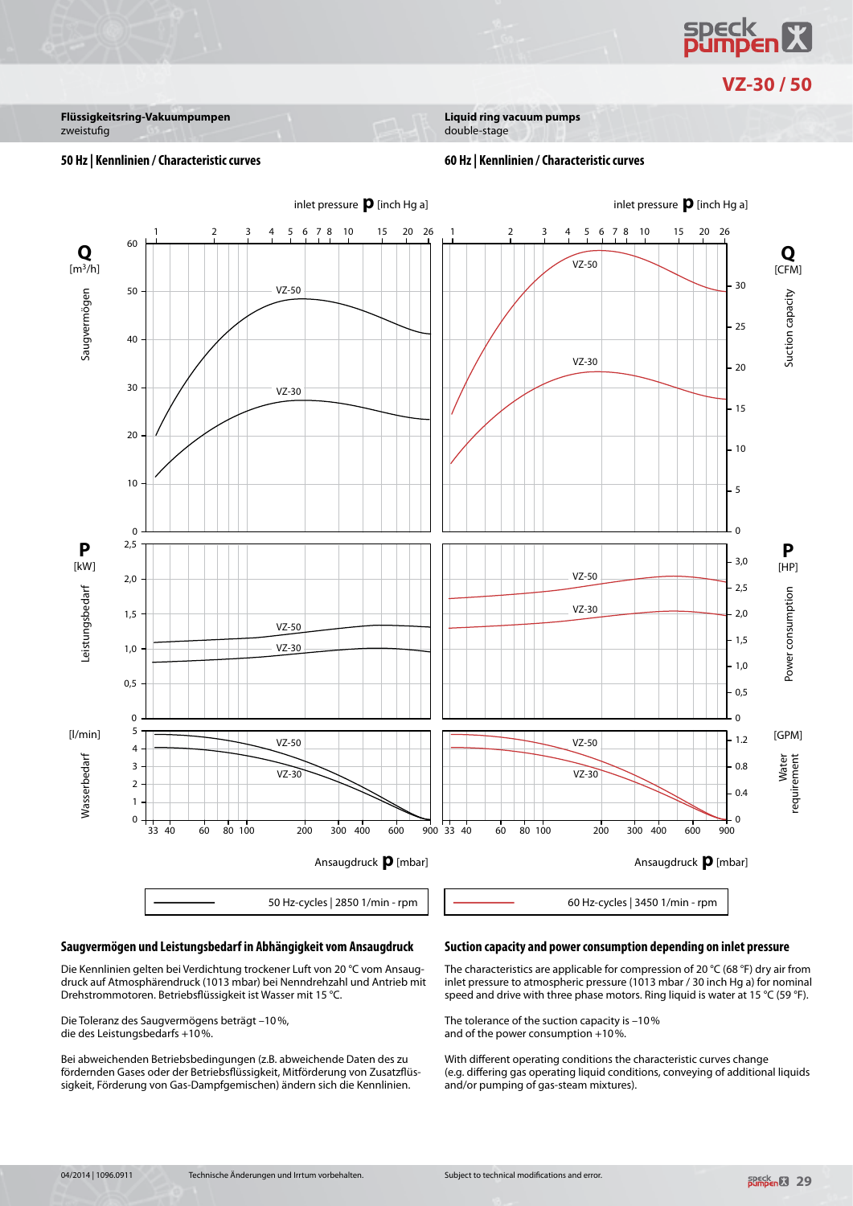# VZ-30 / 50

**Flüssigkeitsring-Vakuumpumpen**
zweistufig

**Liquid ring vacuum pumps**
double-stage

## 50 Hz | Kennlinien / Characteristic curves

## 60 Hz | Kennlinien / Characteristic curves

50 Hz-cycles | 2850 1/min - rpm

60 Hz-cycles | 3450 1/min - rpm

### Saugvermögen und Leistungsbedarf in Abhängigkeit vom Ansaugdruck

Die Kennlinien gelten bei Verdichtung trockener Luft von 20 °C vom Ansaugdruck auf Atmosphärendruck (1013 mbar) bei Nenndrehzahl und Antrieb mit Drehstrommotoren. Betriebsflüssigkeit ist Wasser mit 15 °C.

Die Toleranz des Saugvermögens beträgt –10 %,
die des Leistungsbedarfs +10 %.

Bei abweichenden Betriebsbedingungen (z.B. abweichende Daten des zu fördernden Gases oder der Betriebsflüssigkeit, Mitförderung von Zusatzflüssigkeit, Förderung von Gas-Dampfgemischen) ändern sich die Kennlinien.

### Suction capacity and power consumption depending on inlet pressure

The characteristics are applicable for compression of 20 °C (68 °F) dry air from inlet pressure to atmospheric pressure (1013 mbar / 30 inch Hg a) for nominal speed and drive with three phase motors. Ring liquid is water at 15 °C (59 °F).

The tolerance of the suction capacity is –10 %
and of the power consumption +10 %.

With different operating conditions the characteristic curves change (e.g. differing gas operating liquid conditions, conveying of additional liquids and/or pumping of gas-steam mixtures).

04/2014 | 1096.0911 — Technische Änderungen und Irrtum vorbehalten. — Subject to technical modifications and error.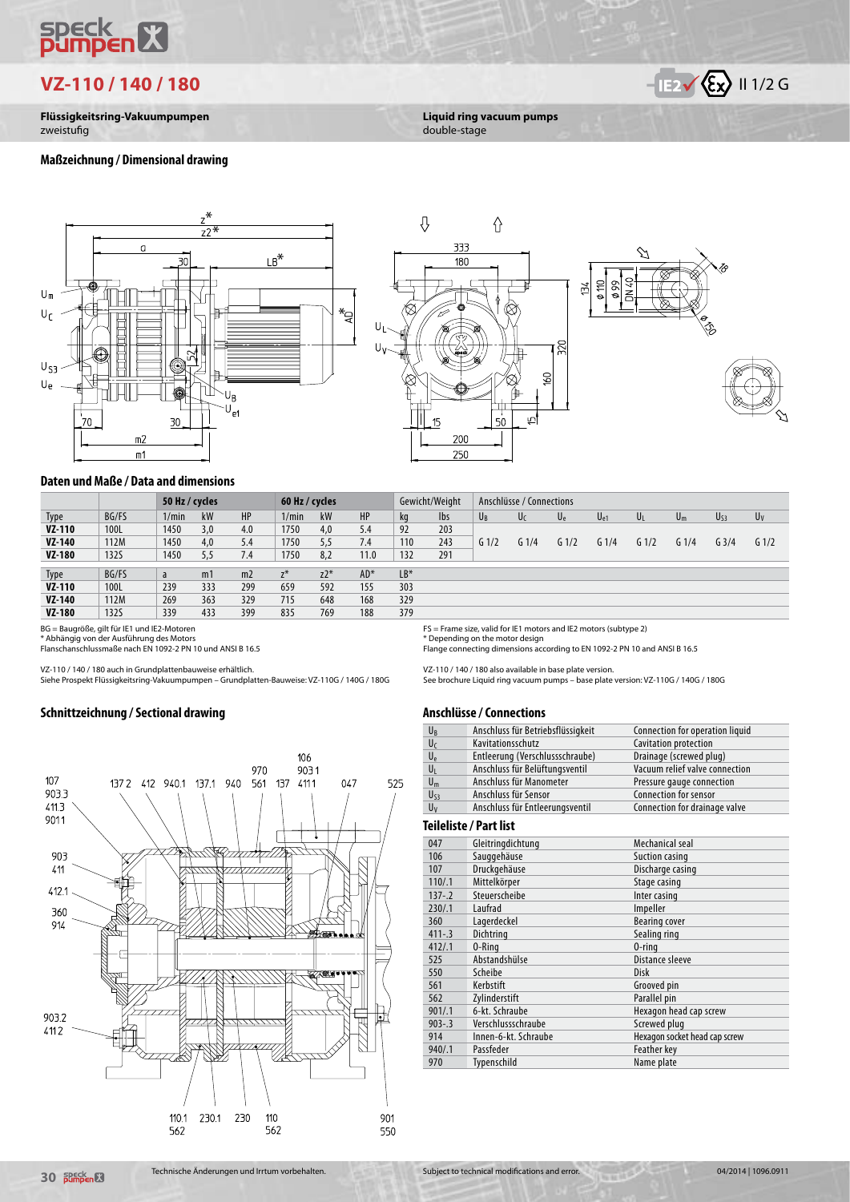# VZ-110 / 140 / 180

IE2 II 1/2 G

**Flüssigkeitsring-Vakuumpumpen**
zweistufig

**Liquid ring vacuum pumps**
double-stage

## Maßzeichnung / Dimensional drawing

## Daten und Maße / Data and dimensions

| | | 50 Hz / cycles | | | 60 Hz / cycles | | | Gewicht/Weight | | Anschlüsse / Connections | | | | | | | |
|---|---|---|---|---|---|---|---|---|---|---|---|---|---|---|---|---|---|
| Type | BG/FS | 1/min | kW | HP | 1/min | kW | HP | kg | lbs | $U_B$ | $U_C$ | $U_e$ | $U_{e1}$ | $U_L$ | $U_m$ | $U_{S3}$ | $U_V$ |
| **VZ-110** | 100L | 1450 | 3,0 | 4.0 | 1750 | 4,0 | 5.4 | 92 | 203 | G 1/2 | G 1/4 | G 1/2 | G 1/4 | G 1/2 | G 1/4 | G 3/4 | G 1/2 |
| **VZ-140** | 112M | 1450 | 4,0 | 5.4 | 1750 | 5,5 | 7.4 | 110 | 243 | | | | | | | | |
| **VZ-180** | 132S | 1450 | 5,5 | 7.4 | 1750 | 8,2 | 11.0 | 132 | 291 | | | | | | | | |

| Type | BG/FS | a | m1 | m2 | z* | z2* | AD* | LB* |
|---|---|---|---|---|---|---|---|---|
| **VZ-110** | 100L | 239 | 333 | 299 | 659 | 592 | 155 | 303 |
| **VZ-140** | 112M | 269 | 363 | 329 | 715 | 648 | 168 | 329 |
| **VZ-180** | 132S | 339 | 433 | 399 | 835 | 769 | 188 | 379 |

BG = Baugröße, gilt für IE1 und IE2-Motoren
* Abhängig von der Ausführung des Motors
Flanschanschlussmaße nach EN 1092-2 PN 10 und ANSI B 16.5

FS = Frame size, valid for IE1 motors and IE2 motors (subtype 2)
* Depending on the motor design
Flange connecting dimensions according to EN 1092-2 PN 10 and ANSI B 16.5

VZ-110 / 140 / 180 auch in Grundplattenbauweise erhältlich.
Siehe Prospekt Flüssigkeitsring-Vakuumpumpen – Grundplatten-Bauweise: VZ-110G / 140G / 180G

VZ-110 / 140 / 180 also available in base plate version.
See brochure Liquid ring vacuum pumps – base plate version: VZ-110G / 140G / 180G

## Schnittzeichnung / Sectional drawing

## Anschlüsse / Connections

| | | |
|---|---|---|
| $U_B$ | Anschluss für Betriebsflüssigkeit | Connection for operation liquid |
| $U_C$ | Kavitationsschutz | Cavitation protection |
| $U_e$ | Entleerung (Verschlussschraube) | Drainage (screwed plug) |
| $U_L$ | Anschluss für Belüftungsventil | Vacuum relief valve connection |
| $U_m$ | Anschluss für Manometer | Pressure gauge connection |
| $U_{S3}$ | Anschluss für Sensor | Connection for sensor |
| $U_V$ | Anschluss für Entleerungsventil | Connection for drainage valve |

## Teileliste / Part list

| | | |
|---|---|---|
| 047 | Gleitringdichtung | Mechanical seal |
| 106 | Sauggehäuse | Suction casing |
| 107 | Druckgehäuse | Discharge casing |
| 110/.1 | Mittelkörper | Stage casing |
| 137-.2 | Steuerscheibe | Inter casing |
| 230/.1 | Laufrad | Impeller |
| 360 | Lagerdeckel | Bearing cover |
| 411-.3 | Dichtring | Sealing ring |
| 412/.1 | O-Ring | O-ring |
| 525 | Abstandshülse | Distance sleeve |
| 550 | Scheibe | Disk |
| 561 | Kerbstift | Grooved pin |
| 562 | Zylinderstift | Parallel pin |
| 901/.1 | 6-kt. Schraube | Hexagon head cap screw |
| 903-.3 | Verschlussschraube | Screwed plug |
| 914 | Innen-6-kt. Schraube | Hexagon socket head cap screw |
| 940/.1 | Passfeder | Feather key |
| 970 | Typenschild | Name plate |

Technische Änderungen und Irrtum vorbehalten. Subject to technical modifications and error. 04/2014 | 1096.0911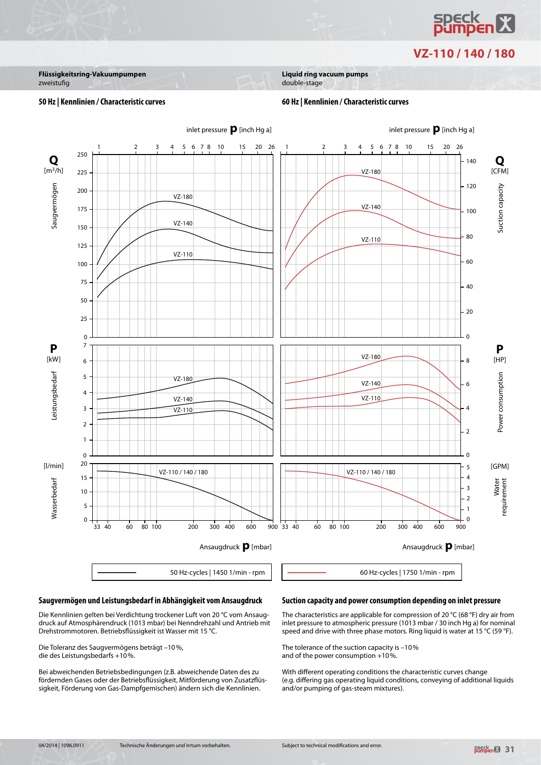## VZ-110 / 140 / 180

**Flüssigkeitsring-Vakuumpumpen**
zweistufig

**Liquid ring vacuum pumps**
double-stage

### 50 Hz | Kennlinien / Characteristic curves

### 60 Hz | Kennlinien / Characteristic curves

inlet pressure **p** [inch Hg a]

**Q** [m³/h] Saugvermögen — **Q** [CFM] Suction capacity

VZ-180, VZ-140, VZ-110

**P** [kW] Leistungsbedarf — **P** [HP] Power consumption

VZ-180, VZ-140, VZ-110

[l/min] Wasserbedarf — [GPM] Water requirement

VZ-110 / 140 / 180

Ansaugdruck **p** [mbar]

| 50 Hz-cycles \| 1450 1/min - rpm | 60 Hz-cycles \| 1750 1/min - rpm |
|---|---|

### Saugvermögen und Leistungsbedarf in Abhängigkeit vom Ansaugdruck

Die Kennlinien gelten bei Verdichtung trockener Luft von 20 °C vom Ansaugdruck auf Atmosphärendruck (1013 mbar) bei Nenndrehzahl und Antrieb mit Drehstrommotoren. Betriebsflüssigkeit ist Wasser mit 15 °C.

Die Toleranz des Saugvermögens beträgt –10 %,
die des Leistungsbedarfs +10 %.

Bei abweichenden Betriebsbedingungen (z.B. abweichende Daten des zu fördernden Gases oder der Betriebsflüssigkeit, Mitförderung von Zusatzflüssigkeit, Förderung von Gas-Dampfgemischen) ändern sich die Kennlinien.

### Suction capacity and power consumption depending on inlet pressure

The characteristics are applicable for compression of 20 °C (68 °F) dry air from inlet pressure to atmospheric pressure (1013 mbar / 30 inch Hg a) for nominal speed and drive with three phase motors. Ring liquid is water at 15 °C (59 °F).

The tolerance of the suction capacity is –10 %
and of the power consumption +10 %.

With different operating conditions the characteristic curves change (e.g. differing gas operating liquid conditions, conveying of additional liquids and/or pumping of gas-steam mixtures).

04/2014 | 1096.0911 Technische Änderungen und Irrtum vorbehalten. Subject to technical modifications and error.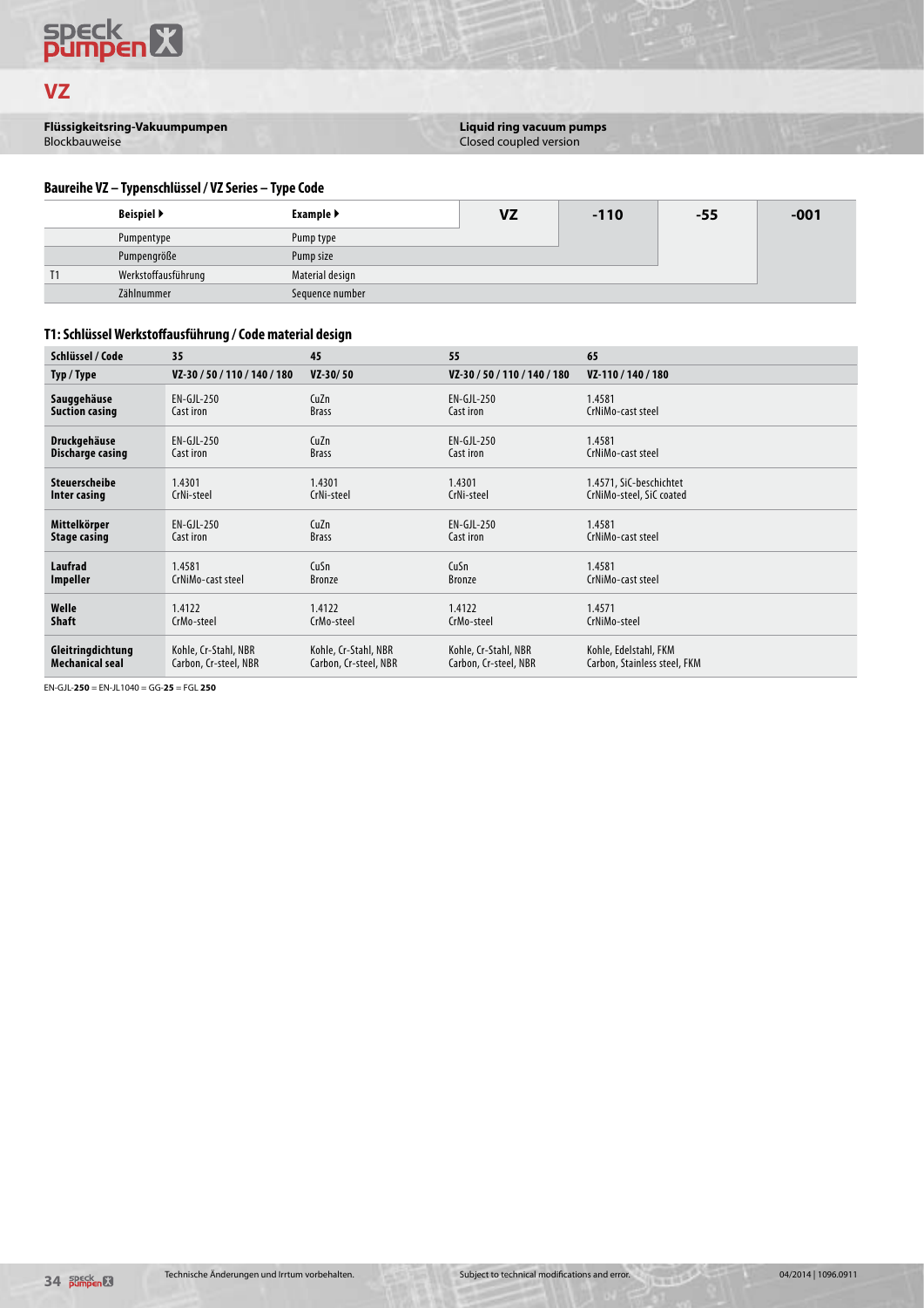# VZ

**Flüssigkeitsring-Vakuumpumpen**
Blockbauweise

**Liquid ring vacuum pumps**
Closed coupled version

### Baureihe VZ – Typenschlüssel / VZ Series – Type Code

| | Beispiel ▶ | Example ▶ | VZ | -110 | -55 | -001 |
|---|---|---|---|---|---|---|
| | Pumpentype | Pump type | | | | |
| | Pumpengröße | Pump size | | | | |
| T1 | Werkstoffausführung | Material design | | | | |
| | Zählnummer | Sequence number | | | | |

### T1: Schlüssel Werkstoffausführung / Code material design

| Schlüssel / Code | 35 | 45 | 55 | 65 |
|---|---|---|---|---|
| **Typ / Type** | **VZ-30 / 50 / 110 / 140 / 180** | **VZ-30/ 50** | **VZ-30 / 50 / 110 / 140 / 180** | **VZ-110 / 140 / 180** |
| **Sauggehäuse** **Suction casing** | EN-GJL-250 Cast iron | CuZn Brass | EN-GJL-250 Cast iron | 1.4581 CrNiMo-cast steel |
| **Druckgehäuse** **Discharge casing** | EN-GJL-250 Cast iron | CuZn Brass | EN-GJL-250 Cast iron | 1.4581 CrNiMo-cast steel |
| **Steuerscheibe** **Inter casing** | 1.4301 CrNi-steel | 1.4301 CrNi-steel | 1.4301 CrNi-steel | 1.4571, SiC-beschichtet CrNiMo-steel, SiC coated |
| **Mittelkörper** **Stage casing** | EN-GJL-250 Cast iron | CuZn Brass | EN-GJL-250 Cast iron | 1.4581 CrNiMo-cast steel |
| **Laufrad** **Impeller** | 1.4581 CrNiMo-cast steel | CuSn Bronze | CuSn Bronze | 1.4581 CrNiMo-cast steel |
| **Welle** **Shaft** | 1.4122 CrMo-steel | 1.4122 CrMo-steel | 1.4122 CrMo-steel | 1.4571 CrNiMo-steel |
| **Gleitringdichtung** **Mechanical seal** | Kohle, Cr-Stahl, NBR Carbon, Cr-steel, NBR | Kohle, Cr-Stahl, NBR Carbon, Cr-steel, NBR | Kohle, Cr-Stahl, NBR Carbon, Cr-steel, NBR | Kohle, Edelstahl, FKM Carbon, Stainless steel, FKM |

EN-GJL-**250** = EN-JL1040 = GG-**25** = FGL **250**

Technische Änderungen und Irrtum vorbehalten. Subject to technical modifications and error. 04/2014 | 1096.0911